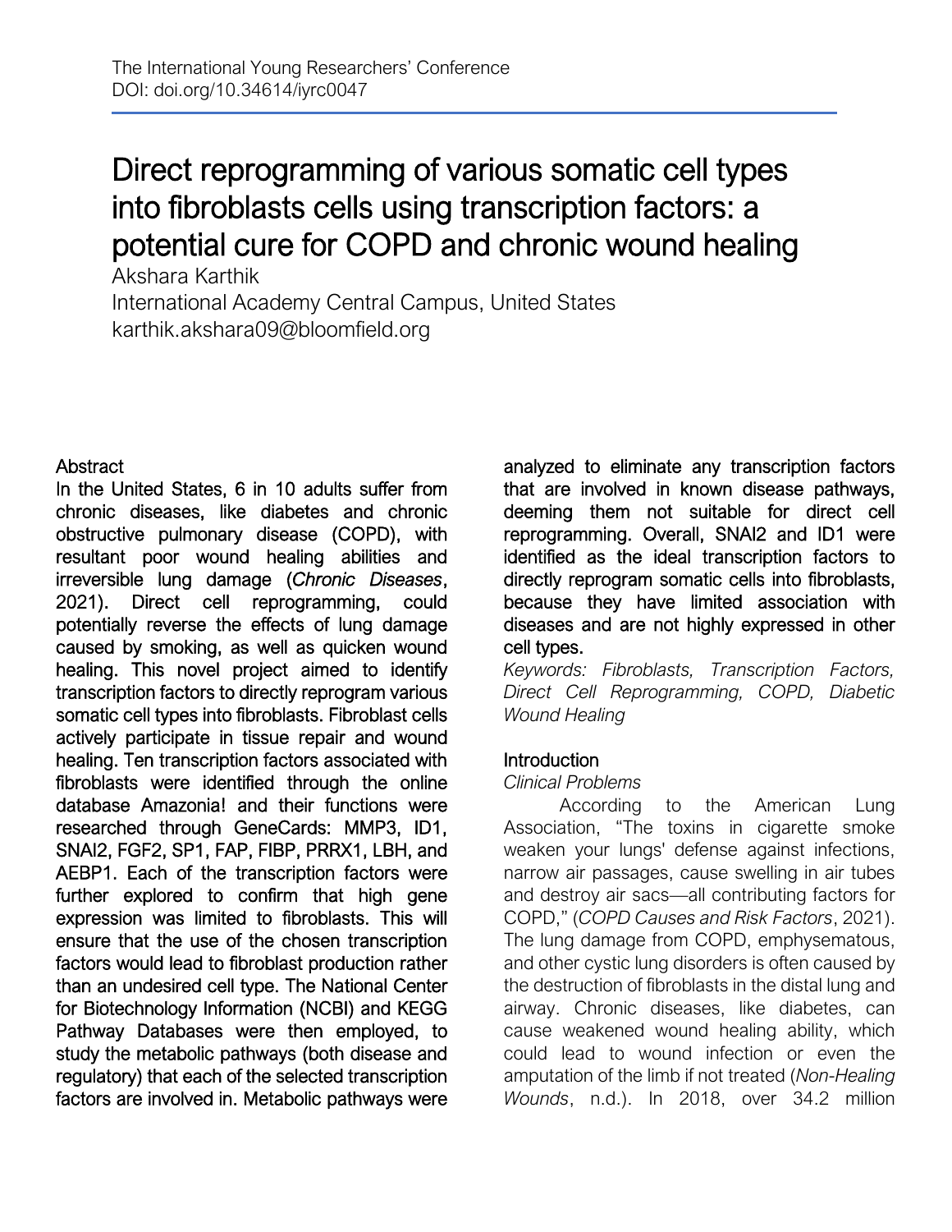# Direct reprogramming of various somatic cell types into fibroblasts cells using transcription factors: a potential cure for COPD and chronic wound healing

Akshara Karthik

International Academy Central Campus, United States

karthik.akshara09@bloomfield.org

## Abstract

In the United States, 6 in 10 adults suffer from chronic diseases, like diabetes and chronic obstructive pulmonary disease (COPD), with resultant poor wound healing abilities and irreversible lung damage (*Chronic Diseases*, 2021). Direct cell reprogramming, could potentially reverse the effects of lung damage caused by smoking, as well as quicken wound healing. This novel project aimed to identify transcription factors to directly reprogram various somatic cell types into fibroblasts. Fibroblast cells actively participate in tissue repair and wound healing. Ten transcription factors associated with fibroblasts were identified through the online database Amazonia! and their functions were researched through GeneCards: MMP3, ID1, SNAI2, FGF2, SP1, FAP, FIBP, PRRX1, LBH, and AEBP1. Each of the transcription factors were further explored to confirm that high gene expression was limited to fibroblasts. This will ensure that the use of the chosen transcription factors would lead to fibroblast production rather than an undesired cell type. The National Center for Biotechnology Information (NCBI) and KEGG Pathway Databases were then employed, to study the metabolic pathways (both disease and regulatory) that each of the selected transcription factors are involved in. Metabolic pathways were analyzed to eliminate any transcription factors that are involved in known disease pathways, deeming them not suitable for direct cell reprogramming. Overall, SNAI2 and ID1 were identified as the ideal transcription factors to directly reprogram somatic cells into fibroblasts, because they have limited association with diseases and are not highly expressed in other cell types.

*Keywords: Fibroblasts, Transcription Factors, Direct Cell Reprogramming, COPD, Diabetic Wound Healing*

## Introduction

### *Clinical Problems*

According to the American Lung Association, "The toxins in cigarette smoke weaken your lungs' defense against infections, narrow air passages, cause swelling in air tubes and destroy air sacs—all contributing factors for COPD," (*COPD Causes and Risk Factors*, 2021). The lung damage from COPD, emphysematous, and other cystic lung disorders is often caused by the destruction of fibroblasts in the distal lung and airway. Chronic diseases, like diabetes, can cause weakened wound healing ability, which could lead to wound infection or even the amputation of the limb if not treated (*Non-Healing Wounds*, n.d.). In 2018, over 34.2 million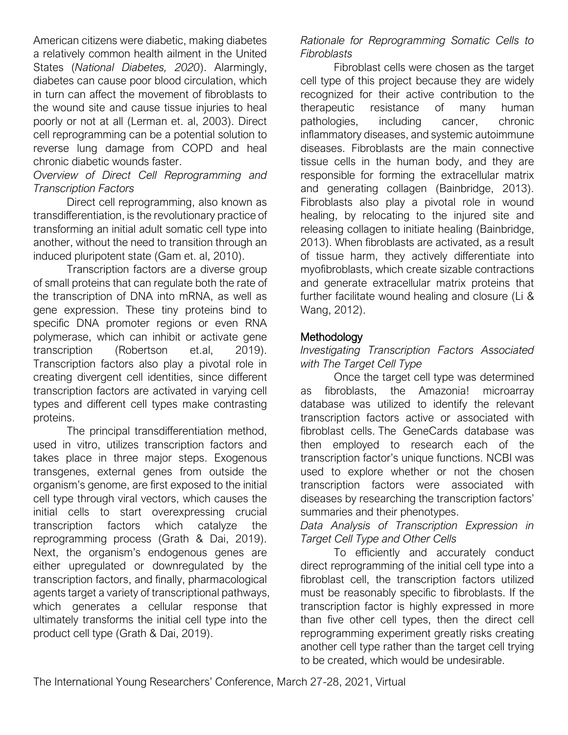American citizens were diabetic, making diabetes a relatively common health ailment in the United States (*National Diabetes, 2020*). Alarmingly, diabetes can cause poor blood circulation, which in turn can affect the movement of fibroblasts to the wound site and cause tissue injuries to heal poorly or not at all (Lerman et. al, 2003). Direct cell reprogramming can be a potential solution to reverse lung damage from COPD and heal chronic diabetic wounds faster.

*Overview of Direct Cell Reprogramming and Transcription Factors*

Direct cell reprogramming, also known as transdifferentiation, is the revolutionary practice of transforming an initial adult somatic cell type into another, without the need to transition through an induced pluripotent state (Gam et. al, 2010).

Transcription factors are a diverse group of small proteins that can regulate both the rate of the transcription of DNA into mRNA, as well as gene expression. These tiny proteins bind to specific DNA promoter regions or even RNA polymerase, which can inhibit or activate gene transcription (Robertson et.al, 2019). Transcription factors also play a pivotal role in creating divergent cell identities, since different transcription factors are activated in varying cell types and different cell types make contrasting proteins.

The principal transdifferentiation method, used in vitro, utilizes transcription factors and takes place in three major steps. Exogenous transgenes, external genes from outside the organism's genome, are first exposed to the initial cell type through viral vectors, which causes the initial cells to start overexpressing crucial transcription factors which catalyze the reprogramming process (Grath & Dai, 2019). Next, the organism's endogenous genes are either upregulated or downregulated by the transcription factors, and finally, pharmacological agents target a variety of transcriptional pathways, which generates a cellular response that ultimately transforms the initial cell type into the product cell type (Grath & Dai, 2019).

*Rationale for Reprogramming Somatic Cells to Fibroblasts*

Fibroblast cells were chosen as the target cell type of this project because they are widely recognized for their active contribution to the therapeutic resistance of many human pathologies, including cancer, chronic inflammatory diseases, and systemic autoimmune diseases. Fibroblasts are the main connective tissue cells in the human body, and they are responsible for forming the extracellular matrix and generating collagen (Bainbridge, 2013). Fibroblasts also play a pivotal role in wound healing, by relocating to the injured site and releasing collagen to initiate healing (Bainbridge, 2013). When fibroblasts are activated, as a result of tissue harm, they actively differentiate into myofibroblasts, which create sizable contractions and generate extracellular matrix proteins that further facilitate wound healing and closure (Li & Wang, 2012).

## Methodology

*Investigating Transcription Factors Associated with The Target Cell Type*

Once the target cell type was determined as fibroblasts, the Amazonia! microarray database was utilized to identify the relevant transcription factors active or associated with fibroblast cells. The GeneCards database was then employed to research each of the transcription factor's unique functions. NCBI was used to explore whether or not the chosen transcription factors were associated with diseases by researching the transcription factors' summaries and their phenotypes.

*Data Analysis of Transcription Expression in Target Cell Type and Other Cells*

To efficiently and accurately conduct direct reprogramming of the initial cell type into a fibroblast cell, the transcription factors utilized must be reasonably specific to fibroblasts. If the transcription factor is highly expressed in more than five other cell types, then the direct cell reprogramming experiment greatly risks creating another cell type rather than the target cell trying to be created, which would be undesirable.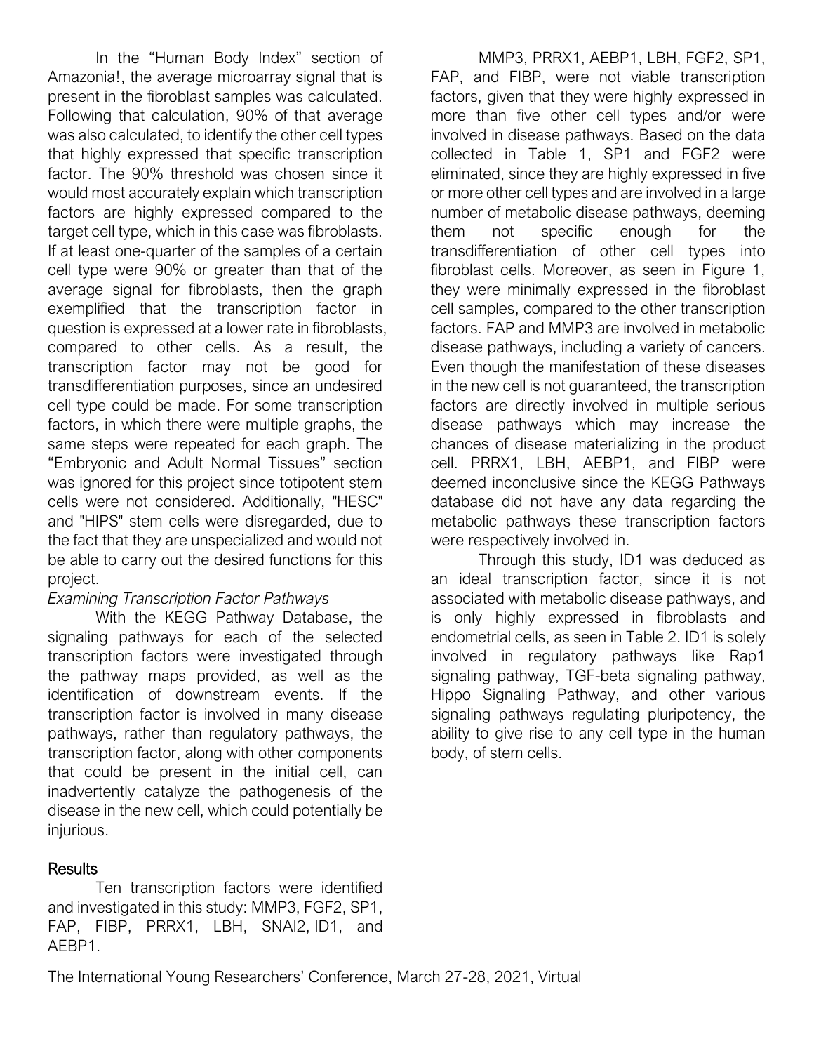In the "Human Body Index" section of Amazonia!, the average microarray signal that is present in the fibroblast samples was calculated. Following that calculation, 90% of that average was also calculated, to identify the other cell types that highly expressed that specific transcription factor. The 90% threshold was chosen since it would most accurately explain which transcription factors are highly expressed compared to the target cell type, which in this case was fibroblasts. If at least one-quarter of the samples of a certain cell type were 90% or greater than that of the average signal for fibroblasts, then the graph exemplified that the transcription factor in question is expressed at a lower rate in fibroblasts, compared to other cells. As a result, the transcription factor may not be good for transdifferentiation purposes, since an undesired cell type could be made. For some transcription factors, in which there were multiple graphs, the same steps were repeated for each graph. The "Embryonic and Adult Normal Tissues" section was ignored for this project since totipotent stem cells were not considered. Additionally, "HESC" and "HIPS" stem cells were disregarded, due to the fact that they are unspecialized and would not be able to carry out the desired functions for this project.

*Examining Transcription Factor Pathways*

With the KEGG Pathway Database, the signaling pathways for each of the selected transcription factors were investigated through the pathway maps provided, as well as the identification of downstream events. If the transcription factor is involved in many disease pathways, rather than regulatory pathways, the transcription factor, along with other components that could be present in the initial cell, can inadvertently catalyze the pathogenesis of the disease in the new cell, which could potentially be injurious.

## Results

Ten transcription factors were identified and investigated in this study: MMP3, FGF2, SP1, FAP, FIBP, PRRX1, LBH, SNAI2, ID1, and AEBP1.

MMP3, PRRX1, AEBP1, LBH, FGF2, SP1, FAP, and FIBP, were not viable transcription factors, given that they were highly expressed in more than five other cell types and/or were involved in disease pathways. Based on the data collected in Table 1, SP1 and FGF2 were eliminated, since they are highly expressed in five or more other cell types and are involved in a large number of metabolic disease pathways, deeming them not specific enough for the transdifferentiation of other cell types into fibroblast cells. Moreover, as seen in Figure 1, they were minimally expressed in the fibroblast cell samples, compared to the other transcription factors. FAP and MMP3 are involved in metabolic disease pathways, including a variety of cancers. Even though the manifestation of these diseases in the new cell is not guaranteed, the transcription factors are directly involved in multiple serious disease pathways which may increase the chances of disease materializing in the product cell. PRRX1, LBH, AEBP1, and FIBP were deemed inconclusive since the KEGG Pathways database did not have any data regarding the metabolic pathways these transcription factors were respectively involved in.

Through this study, ID1 was deduced as an ideal transcription factor, since it is not associated with metabolic disease pathways, and is only highly expressed in fibroblasts and endometrial cells, as seen in Table 2. ID1 is solely involved in regulatory pathways like Rap1 signaling pathway, TGF-beta signaling pathway, Hippo Signaling Pathway, and other various signaling pathways regulating pluripotency, the ability to give rise to any cell type in the human body, of stem cells.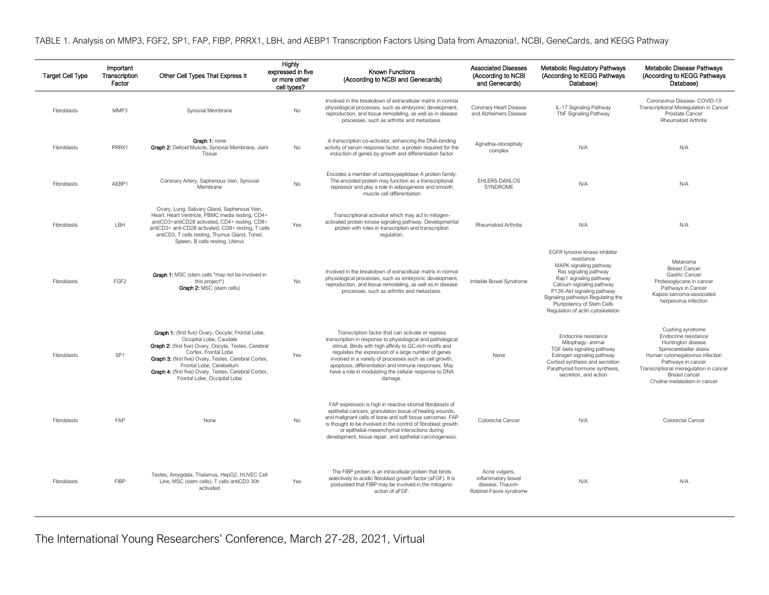TABLE 1. Analysis on MMP3, FGF2, SP1, FAP, FIBP, PRRX1, LBH, and AEBP1 Transcription Factors Using Data from Amazonia!, NCBI, GeneCards, and KEGG Pathway

| Target Cell Type | Important Transcription Factor | Other Cell Types That Express It | Highly expressed in five or more other cell types? | Known Functions (According to NCBI and Genecards) | Associated Diseases (According to NCBI and Genecards) | Metabolic Regulatory Pathways (According to KEGG Pathways Database) | Metabolic Disease Pathways (According to KEGG Pathways Database) |
|---|---|---|---|---|---|---|---|
| Fibroblasts | MMP3 | Synovial Membrane | No | Involved in the breakdown of extracellular matrix in normal physiological processes, such as embryonic development, reproduction, and tissue remodeling, as well as in disease processes, such as arthritis and metastasis. | Coronary Heart Disease and Alzheimers Disease | IL-17 Signaling Pathway<br>TNF Signaling Pathway | Coronavirus Disease- COVID-19<br>Transcriptional Misregulation in Cancer<br>Prostate Cancer<br>Rheumatoid Arthritis |
| Fibroblasts | PRRX1 | **Graph 1:** none<br>**Graph 2:** Deltoid Muscle, Synovial Membrane, Joint Tissue | No | A transcription co-activator, enhancing the DNA-binding activity of serum response factor, a protein required for the induction of genes by growth and differentiation factor | Agnathia-otocephaly complex | N/A | N/A |
| Fibroblasts | AEBP1 | Coronary Artery, Saphenous Vein, Synovial Membrane | No | Encodes a member of carboxypeptidase A protein family. The encoded protein may function as a transcriptional repressor and play a role in adipogenesis and smooth muscle cell differentiation | EHLERS-DANLOS SYNDROME | N/A | N/A |
| Fibroblasts | LBH | Ovary, Lung, Salivary Gland, Saphenous Vein, Heart, Heart Ventricle, PBMC media resting, CD4+ antiCD3+antiCD28 activated, CD4+ resting, CD8+ antiCD3+ anti-CD28 activated, CD8+ resting, T cells antiCD3, T cells resting, Thymus Gland, Tonsil, Spleen, B cells resting, Uterus | Yes | Transcriptional activator which may act in mitogen-activated protein kinase signaling pathway. Developmental protein with roles in transcription and transcription regulation. | Rheumatoid Arthritis | N/A | N/A |
| Fibroblasts | FGF2 | **Graph 1:** MSC (stem cells *may not be involved in this project*)<br>**Graph 2:** MSC (stem cells) | No | Involved in the breakdown of extracellular matrix in normal physiological processes, such as embryonic development, reproduction, and tissue remodeling, as well as in disease processes, such as arthritis and metastasis. | Irritable Bowel Syndrome | EGFR tyrosine kinase inhibitor resistance<br>MAPK signaling pathway<br>Ras signaling pathway<br>Rap1 signaling pathway<br>Calcium signaling pathway<br>P13K-Akt signaling pathway<br>Signaling pathways Regulating the Pluripotency of Stem Cells<br>Regulation of actin cytoskeleton | Melanoma<br>Breast Cancer<br>Gastric Cancer<br>Proteooglycane in cancer<br>Pathways in Cancer<br>Kaposi sarcoma-associated herpesvirus infection |
| Fibroblasts | SP1 | **Graph 1:** (first five) Ovary, Oocyte, Frontal Lobe, Occipital Lobe, Caudate<br>**Graph 2:** (first five) Ovary, Oocyte, Testes, Cerebral Cortex, Frontal Lobe<br>**Graph 3:** (first five) Ovary, Testes, Cerebral Cortex, Frontal Lobe, Cerebellum<br>**Graph 4:** (first five) Ovary, Testes, Cerebral Cortex, Frontal Lobe, Occipital Lobe | Yes | Transcription factor that can activate or repress transcription in response to physiological and pathological stimuli. Binds with high affinity to GC-rich motifs and regulates the expression of a large number of genes involved in a variety of processes such as cell growth, apoptosis, differentiation and immune responses. May have a role in modulating the cellular response to DNA damage. | None | Endocrine resistance<br>Mitophagy- animal<br>TGF-beta signaling pathway<br>Estrogen signaling pathway<br>Cortisol synthesis and secretion<br>Parathyroid hormone synthesis, secretion, and action | Cushing syndrome<br>Endocrine resistance<br>Huntington disease<br>Spinocerebellar ataxia<br>Human cytomegalovirus infection<br>Pathways in cancer<br>Transcriptional misregulation in cancer<br>Breast cancer<br>Choline metabolism in cancer |
| Fibroblasts | FAP | None | No | FAP expression is high in reactive stromal fibroblasts of epithelial cancers, granulation tissue of healing wounds, and malignant cells of bone and soft tissue sarcomas. FAP is thought to be involved in the control of fibroblast growth or epithelial-mesenchymal interactions during development, tissue repair, and epithelial carcinogenesis. | Colorectal Cancer | N/A | Colorectal Cancer |
| Fibroblasts | FIBP | Testes, Amygdala, Thalamus, HepG2, HUVEC Cell Line, MSC (stem cells), T cells antiCD3 30h activated | Yes | The FIBP protein is an intracellular protein that binds selectively to acidic fibroblast growth factor (aFGF). It is postulated that FIBP may be involved in the mitogenic action of aFGF. | Acne vulgaris, inflammatory bowel disease, Thauvin-Robinet-Faivre syndrome | N/A | N/A |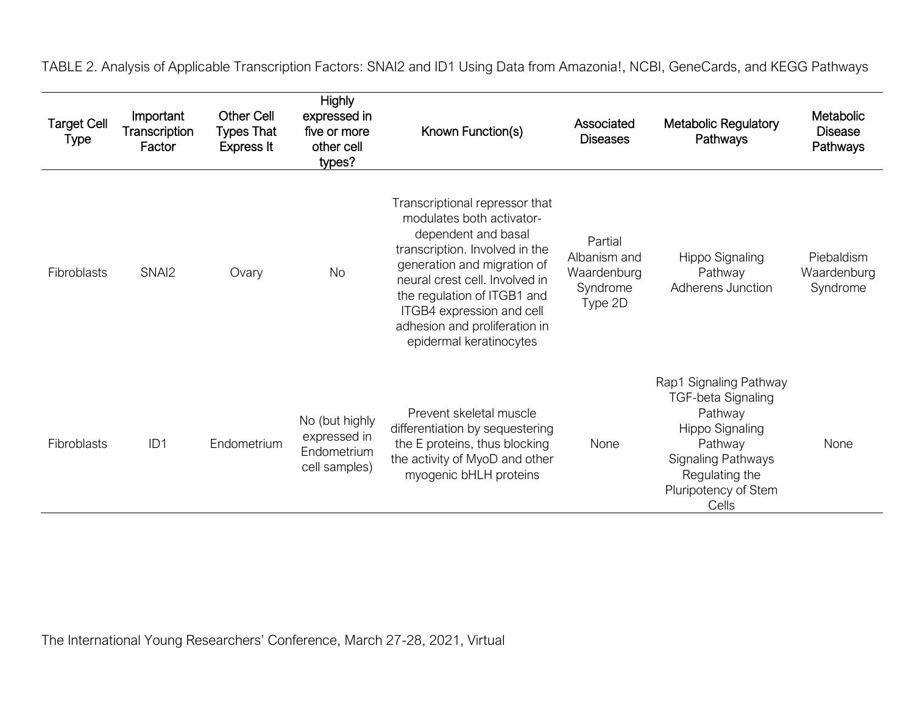TABLE 2. Analysis of Applicable Transcription Factors: SNAI2 and ID1 Using Data from Amazonia!, NCBI, GeneCards, and KEGG Pathways

| Target Cell Type | Important Transcription Factor | Other Cell Types That Express It | Highly expressed in five or more other cell types? | Known Function(s) | Associated Diseases | Metabolic Regulatory Pathways | Metabolic Disease Pathways |
|---|---|---|---|---|---|---|---|
| Fibroblasts | SNAI2 | Ovary | No | Transcriptional repressor that modulates both activator-dependent and basal transcription. Involved in the generation and migration of neural crest cell. Involved in the regulation of ITGB1 and ITGB4 expression and cell adhesion and proliferation in epidermal keratinocytes | Partial Albanism and Waardenburg Syndrome Type 2D | Hippo Signaling Pathway<br>Adherens Junction | Piebaldism<br>Waardenburg Syndrome |
| Fibroblasts | ID1 | Endometrium | No (but highly expressed in Endometrium cell samples) | Prevent skeletal muscle differentiation by sequestering the E proteins, thus blocking the activity of MyoD and other myogenic bHLH proteins | None | Rap1 Signaling Pathway<br>TGF-beta Signaling Pathway<br>Hippo Signaling Pathway<br>Signaling Pathways Regulating the Pluripotency of Stem Cells | None |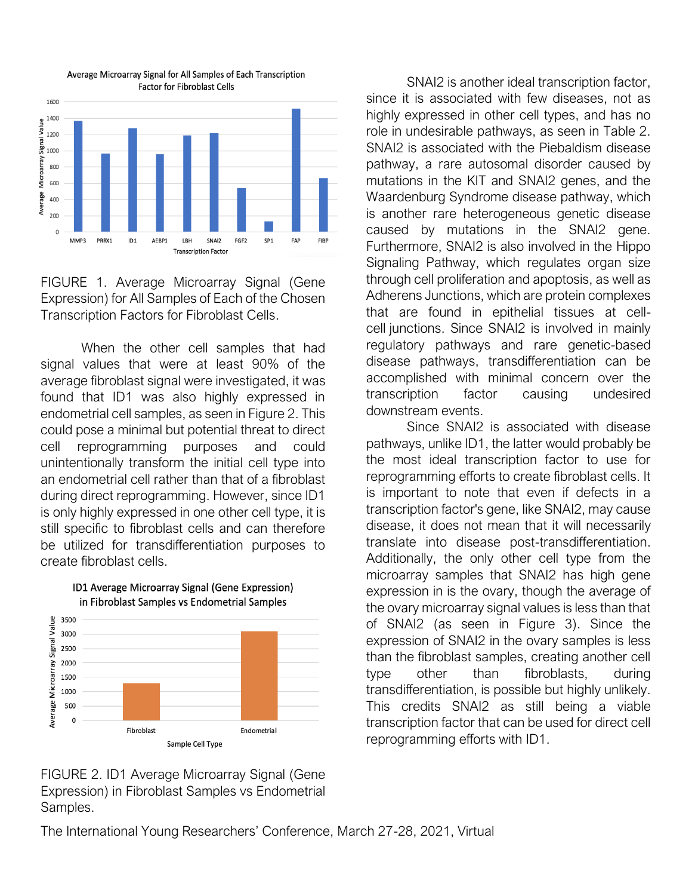FIGURE 1. Average Microarray Signal (Gene Expression) for All Samples of Each of the Chosen Transcription Factors for Fibroblast Cells.

When the other cell samples that had signal values that were at least 90% of the average fibroblast signal were investigated, it was found that ID1 was also highly expressed in endometrial cell samples, as seen in Figure 2. This could pose a minimal but potential threat to direct cell reprogramming purposes and could unintentionally transform the initial cell type into an endometrial cell rather than that of a fibroblast during direct reprogramming. However, since ID1 is only highly expressed in one other cell type, it is still specific to fibroblast cells and can therefore be utilized for transdifferentiation purposes to create fibroblast cells.

FIGURE 2. ID1 Average Microarray Signal (Gene Expression) in Fibroblast Samples vs Endometrial Samples.

SNAI2 is another ideal transcription factor, since it is associated with few diseases, not as highly expressed in other cell types, and has no role in undesirable pathways, as seen in Table 2. SNAI2 is associated with the Piebaldism disease pathway, a rare autosomal disorder caused by mutations in the KIT and SNAI2 genes, and the Waardenburg Syndrome disease pathway, which is another rare heterogeneous genetic disease caused by mutations in the SNAI2 gene. Furthermore, SNAI2 is also involved in the Hippo Signaling Pathway, which regulates organ size through cell proliferation and apoptosis, as well as Adherens Junctions, which are protein complexes that are found in epithelial tissues at cell-cell junctions. Since SNAI2 is involved in mainly regulatory pathways and rare genetic-based disease pathways, transdifferentiation can be accomplished with minimal concern over the transcription factor causing undesired downstream events.

Since SNAI2 is associated with disease pathways, unlike ID1, the latter would probably be the most ideal transcription factor to use for reprogramming efforts to create fibroblast cells. It is important to note that even if defects in a transcription factor's gene, like SNAI2, may cause disease, it does not mean that it will necessarily translate into disease post-transdifferentiation. Additionally, the only other cell type from the microarray samples that SNAI2 has high gene expression in is the ovary, though the average of the ovary microarray signal values is less than that of SNAI2 (as seen in Figure 3). Since the expression of SNAI2 in the ovary samples is less than the fibroblast samples, creating another cell type other than fibroblasts, during transdifferentiation, is possible but highly unlikely. This credits SNAI2 as still being a viable transcription factor that can be used for direct cell reprogramming efforts with ID1.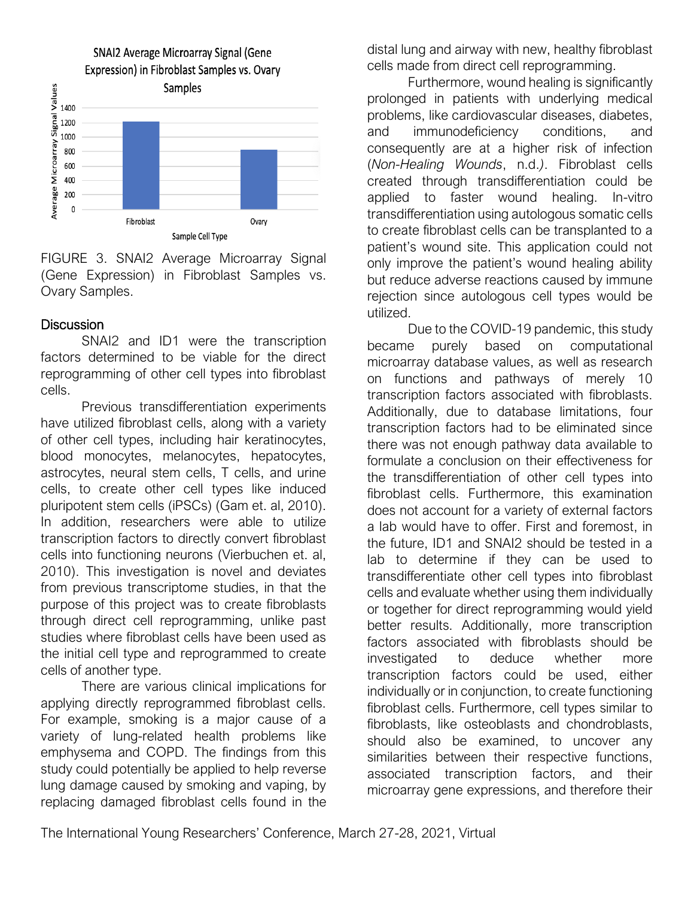FIGURE 3. SNAI2 Average Microarray Signal (Gene Expression) in Fibroblast Samples vs. Ovary Samples.

## Discussion

SNAI2 and ID1 were the transcription factors determined to be viable for the direct reprogramming of other cell types into fibroblast cells.

Previous transdifferentiation experiments have utilized fibroblast cells, along with a variety of other cell types, including hair keratinocytes, blood monocytes, melanocytes, hepatocytes, astrocytes, neural stem cells, T cells, and urine cells, to create other cell types like induced pluripotent stem cells (iPSCs) (Gam et. al, 2010). In addition, researchers were able to utilize transcription factors to directly convert fibroblast cells into functioning neurons (Vierbuchen et. al, 2010). This investigation is novel and deviates from previous transcriptome studies, in that the purpose of this project was to create fibroblasts through direct cell reprogramming, unlike past studies where fibroblast cells have been used as the initial cell type and reprogrammed to create cells of another type.

There are various clinical implications for applying directly reprogrammed fibroblast cells. For example, smoking is a major cause of a variety of lung-related health problems like emphysema and COPD. The findings from this study could potentially be applied to help reverse lung damage caused by smoking and vaping, by replacing damaged fibroblast cells found in the distal lung and airway with new, healthy fibroblast cells made from direct cell reprogramming.

Furthermore, wound healing is significantly prolonged in patients with underlying medical problems, like cardiovascular diseases, diabetes, and immunodeficiency conditions, and consequently are at a higher risk of infection (*Non-Healing Wounds*, n.d.). Fibroblast cells created through transdifferentiation could be applied to faster wound healing. In-vitro transdifferentiation using autologous somatic cells to create fibroblast cells can be transplanted to a patient's wound site. This application could not only improve the patient's wound healing ability but reduce adverse reactions caused by immune rejection since autologous cell types would be utilized.

Due to the COVID-19 pandemic, this study became purely based on computational microarray database values, as well as research on functions and pathways of merely 10 transcription factors associated with fibroblasts. Additionally, due to database limitations, four transcription factors had to be eliminated since there was not enough pathway data available to formulate a conclusion on their effectiveness for the transdifferentiation of other cell types into fibroblast cells. Furthermore, this examination does not account for a variety of external factors a lab would have to offer. First and foremost, in the future, ID1 and SNAI2 should be tested in a lab to determine if they can be used to transdifferentiate other cell types into fibroblast cells and evaluate whether using them individually or together for direct reprogramming would yield better results. Additionally, more transcription factors associated with fibroblasts should be investigated to deduce whether more transcription factors could be used, either individually or in conjunction, to create functioning fibroblast cells. Furthermore, cell types similar to fibroblasts, like osteoblasts and chondroblasts, should also be examined, to uncover any similarities between their respective functions, associated transcription factors, and their microarray gene expressions, and therefore their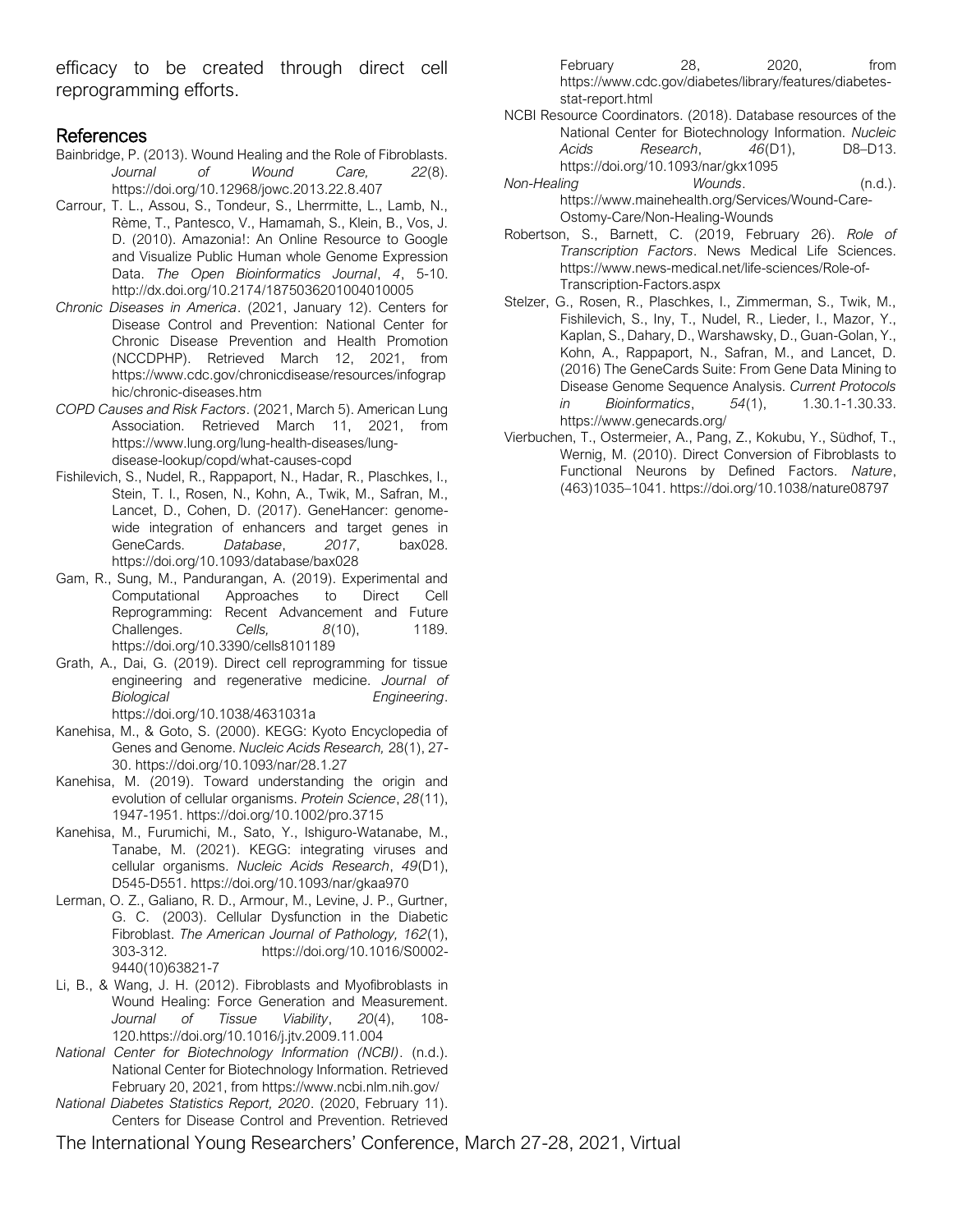efficacy to be created through direct cell reprogramming efforts.

## References

Bainbridge, P. (2013). Wound Healing and the Role of Fibroblasts. *Journal of Wound Care, 22*(8). https://doi.org/10.12968/jowc.2013.22.8.407

Carrour, T. L., Assou, S., Tondeur, S., Lherrmitte, L., Lamb, N., Rème, T., Pantesco, V., Hamamah, S., Klein, B., Vos, J. D. (2010). Amazonia!: An Online Resource to Google and Visualize Public Human whole Genome Expression Data. *The Open Bioinformatics Journal*, *4*, 5-10. http://dx.doi.org/10.2174/1875036201004010005

*Chronic Diseases in America*. (2021, January 12). Centers for Disease Control and Prevention: National Center for Chronic Disease Prevention and Health Promotion (NCCDPHP). Retrieved March 12, 2021, from https://www.cdc.gov/chronicdisease/resources/infographic/chronic-diseases.htm

*COPD Causes and Risk Factors*. (2021, March 5). American Lung Association. Retrieved March 11, 2021, from https://www.lung.org/lung-health-diseases/lung-disease-lookup/copd/what-causes-copd

Fishilevich, S., Nudel, R., Rappaport, N., Hadar, R., Plaschkes, I., Stein, T. I., Rosen, N., Kohn, A., Twik, M., Safran, M., Lancet, D., Cohen, D. (2017). GeneHancer: genome-wide integration of enhancers and target genes in GeneCards. *Database*, *2017*, bax028. https://doi.org/10.1093/database/bax028

Gam, R., Sung, M., Pandurangan, A. (2019). Experimental and Computational Approaches to Direct Cell Reprogramming: Recent Advancement and Future Challenges. *Cells, 8*(10), 1189. https://doi.org/10.3390/cells8101189

Grath, A., Dai, G. (2019). Direct cell reprogramming for tissue engineering and regenerative medicine. *Journal of Biological Engineering*. https://doi.org/10.1038/4631031a

Kanehisa, M., & Goto, S. (2000). KEGG: Kyoto Encyclopedia of Genes and Genome. *Nucleic Acids Research,* 28(1), 27-30. https://doi.org/10.1093/nar/28.1.27

Kanehisa, M. (2019). Toward understanding the origin and evolution of cellular organisms. *Protein Science*, *28*(11), 1947-1951. https://doi.org/10.1002/pro.3715

Kanehisa, M., Furumichi, M., Sato, Y., Ishiguro-Watanabe, M., Tanabe, M. (2021). KEGG: integrating viruses and cellular organisms. *Nucleic Acids Research*, *49*(D1), D545-D551. https://doi.org/10.1093/nar/gkaa970

Lerman, O. Z., Galiano, R. D., Armour, M., Levine, J. P., Gurtner, G. C. (2003). Cellular Dysfunction in the Diabetic Fibroblast. *The American Journal of Pathology, 162*(1), 303-312. https://doi.org/10.1016/S0002-9440(10)63821-7

Li, B., & Wang, J. H. (2012). Fibroblasts and Myofibroblasts in Wound Healing: Force Generation and Measurement. *Journal of Tissue Viability*, *20*(4), 108-120.https://doi.org/10.1016/j.jtv.2009.11.004

*National Center for Biotechnology Information (NCBI)*. (n.d.). National Center for Biotechnology Information. Retrieved February 20, 2021, from https://www.ncbi.nlm.nih.gov/

*National Diabetes Statistics Report, 2020*. (2020, February 11). Centers for Disease Control and Prevention. Retrieved February 28, 2020, from https://www.cdc.gov/diabetes/library/features/diabetes-stat-report.html

NCBI Resource Coordinators. (2018). Database resources of the National Center for Biotechnology Information. *Nucleic Acids Research*, *46*(D1), D8–D13. https://doi.org/10.1093/nar/gkx1095

*Non-Healing Wounds*. (n.d.). https://www.mainehealth.org/Services/Wound-Care-Ostomy-Care/Non-Healing-Wounds

Robertson, S., Barnett, C. (2019, February 26). *Role of Transcription Factors*. News Medical Life Sciences. https://www.news-medical.net/life-sciences/Role-of-Transcription-Factors.aspx

Stelzer, G., Rosen, R., Plaschkes, I., Zimmerman, S., Twik, M., Fishilevich, S., Iny, T., Nudel, R., Lieder, I., Mazor, Y., Kaplan, S., Dahary, D., Warshawsky, D., Guan-Golan, Y., Kohn, A., Rappaport, N., Safran, M., and Lancet, D. (2016) The GeneCards Suite: From Gene Data Mining to Disease Genome Sequence Analysis. *Current Protocols in Bioinformatics*, *54*(1), 1.30.1-1.30.33. https://www.genecards.org/

Vierbuchen, T., Ostermeier, A., Pang, Z., Kokubu, Y., Südhof, T., Wernig, M. (2010). Direct Conversion of Fibroblasts to Functional Neurons by Defined Factors. *Nature*, (463)1035–1041. https://doi.org/10.1038/nature08797